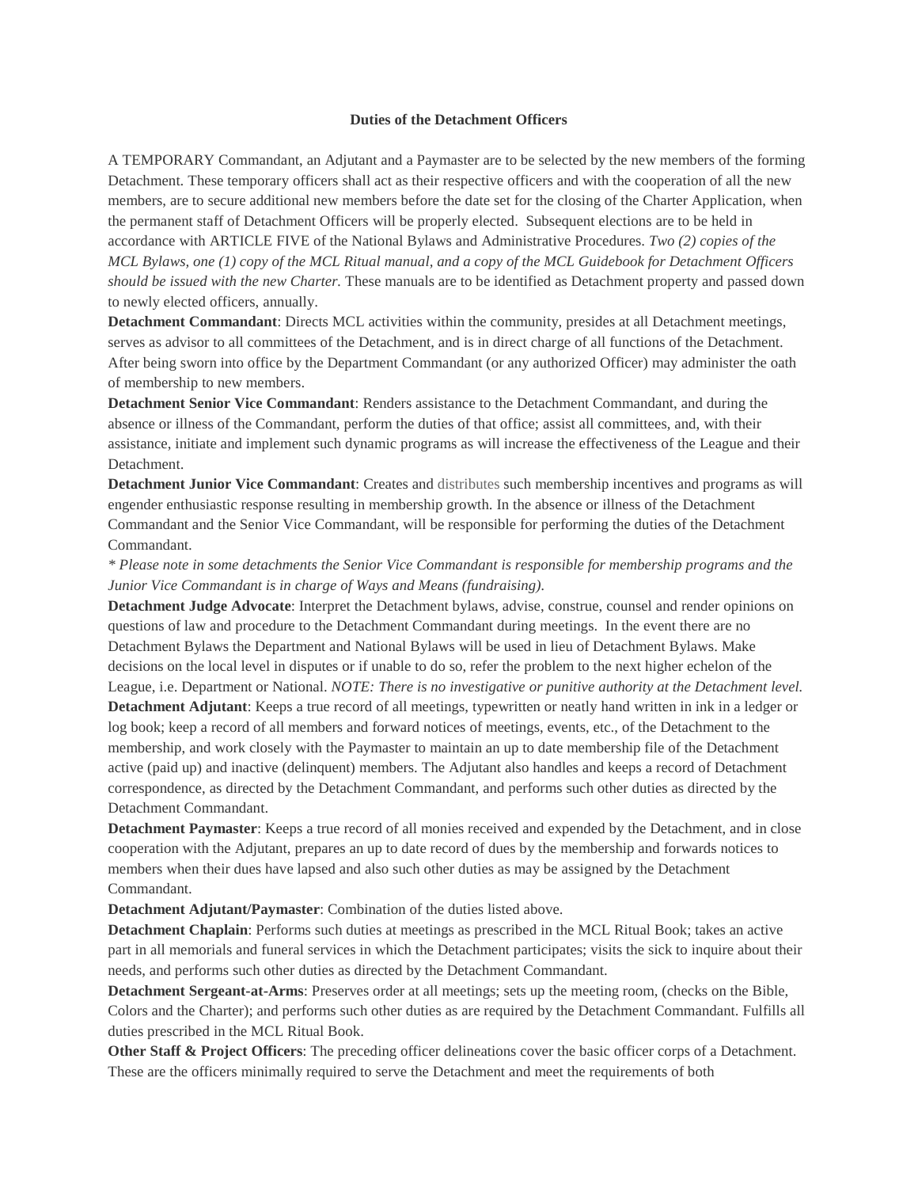**Duties of the Detachment Officers**

A TEMPORARY Commandant, an Adjutant and a Paymaster are to be selected by the new members of the forming Detachment. These temporary officers shall act as their respective officers and with the cooperation of all the new members, are to secure additional new members before the date set for the closing of the Charter Application, when the permanent staff of Detachment Officers will be properly elected. Subsequent elections are to be held in accordance with ARTICLE FIVE of the National Bylaws and Administrative Procedures. *Two (2) copies of the MCL Bylaws, one (1) copy of the MCL Ritual manual, and a copy of the MCL Guidebook for Detachment Officers should be issued with the new Charter.* These manuals are to be identified as Detachment property and passed down to newly elected officers, annually.

**Detachment Commandant**: Directs MCL activities within the community, presides at all Detachment meetings, serves as advisor to all committees of the Detachment, and is in direct charge of all functions of the Detachment. After being sworn into office by the Department Commandant (or any authorized Officer) may administer the oath of membership to new members.

**Detachment Senior Vice Commandant**: Renders assistance to the Detachment Commandant, and during the absence or illness of the Commandant, perform the duties of that office; assist all committees, and, with their assistance, initiate and implement such dynamic programs as will increase the effectiveness of the League and their Detachment.

**Detachment Junior Vice Commandant**: Creates and distributes such membership incentives and programs as will engender enthusiastic response resulting in membership growth. In the absence or illness of the Detachment Commandant and the Senior Vice Commandant, will be responsible for performing the duties of the Detachment Commandant.

*\* Please note in some detachments the Senior Vice Commandant is responsible for membership programs and the Junior Vice Commandant is in charge of Ways and Means (fundraising).*

**Detachment Judge Advocate**: Interpret the Detachment bylaws, advise, construe, counsel and render opinions on questions of law and procedure to the Detachment Commandant during meetings. In the event there are no Detachment Bylaws the Department and National Bylaws will be used in lieu of Detachment Bylaws. Make decisions on the local level in disputes or if unable to do so, refer the problem to the next higher echelon of the League, i.e. Department or National. *NOTE: There is no investigative or punitive authority at the Detachment level.*

**Detachment Adjutant**: Keeps a true record of all meetings, typewritten or neatly hand written in ink in a ledger or log book; keep a record of all members and forward notices of meetings, events, etc., of the Detachment to the membership, and work closely with the Paymaster to maintain an up to date membership file of the Detachment active (paid up) and inactive (delinquent) members. The Adjutant also handles and keeps a record of Detachment correspondence, as directed by the Detachment Commandant, and performs such other duties as directed by the Detachment Commandant.

**Detachment Paymaster**: Keeps a true record of all monies received and expended by the Detachment, and in close cooperation with the Adjutant, prepares an up to date record of dues by the membership and forwards notices to members when their dues have lapsed and also such other duties as may be assigned by the Detachment Commandant.

**Detachment Adjutant/Paymaster**: Combination of the duties listed above.

**Detachment Chaplain**: Performs such duties at meetings as prescribed in the MCL Ritual Book; takes an active part in all memorials and funeral services in which the Detachment participates; visits the sick to inquire about their needs, and performs such other duties as directed by the Detachment Commandant.

**Detachment Sergeant-at-Arms**: Preserves order at all meetings; sets up the meeting room, (checks on the Bible, Colors and the Charter); and performs such other duties as are required by the Detachment Commandant. Fulfills all duties prescribed in the MCL Ritual Book.

**Other Staff & Project Officers**: The preceding officer delineations cover the basic officer corps of a Detachment. These are the officers minimally required to serve the Detachment and meet the requirements of both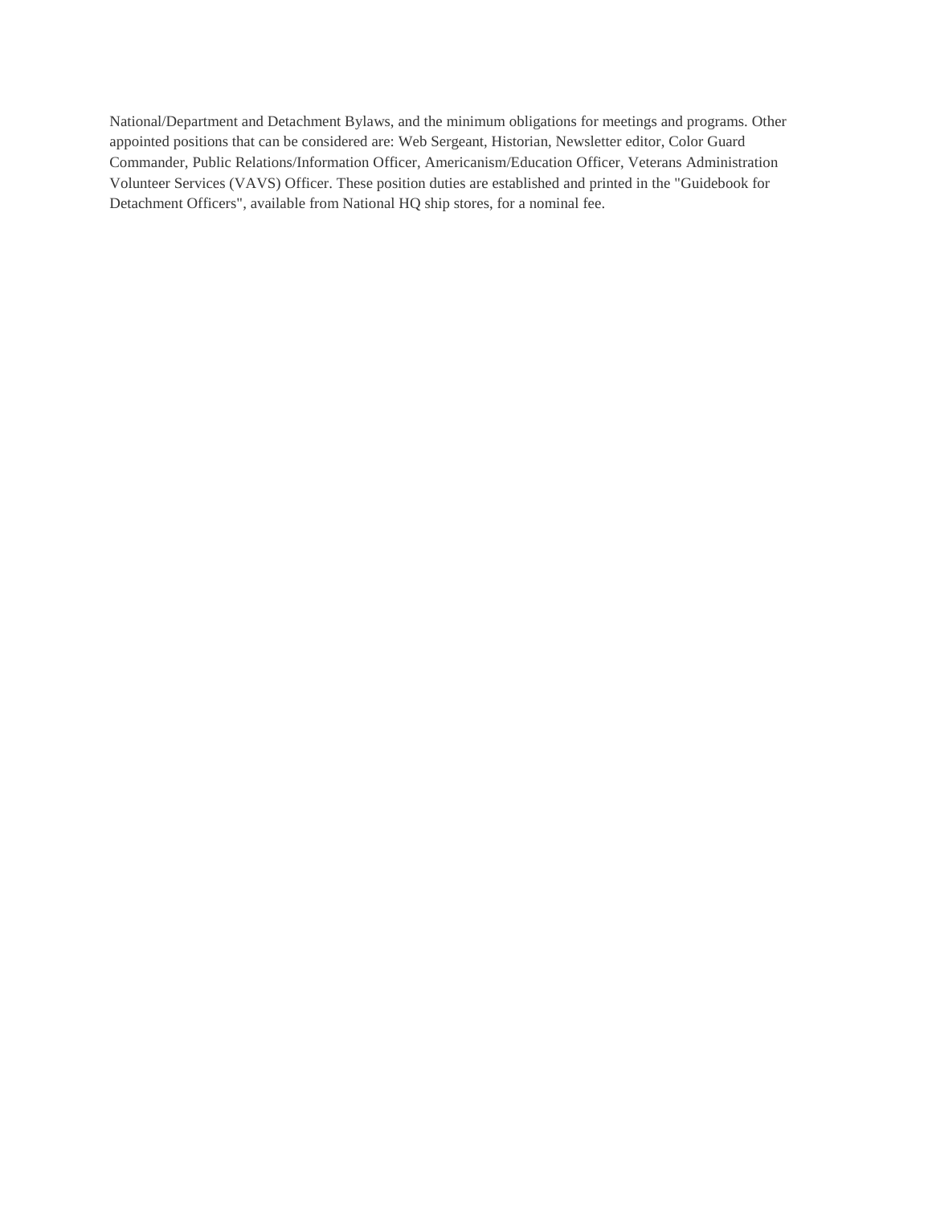National/Department and Detachment Bylaws, and the minimum obligations for meetings and programs. Other appointed positions that can be considered are: Web Sergeant, Historian, Newsletter editor, Color Guard Commander, Public Relations/Information Officer, Americanism/Education Officer, Veterans Administration Volunteer Services (VAVS) Officer. These position duties are established and printed in the "Guidebook for Detachment Officers", available from National HQ ship stores, for a nominal fee.